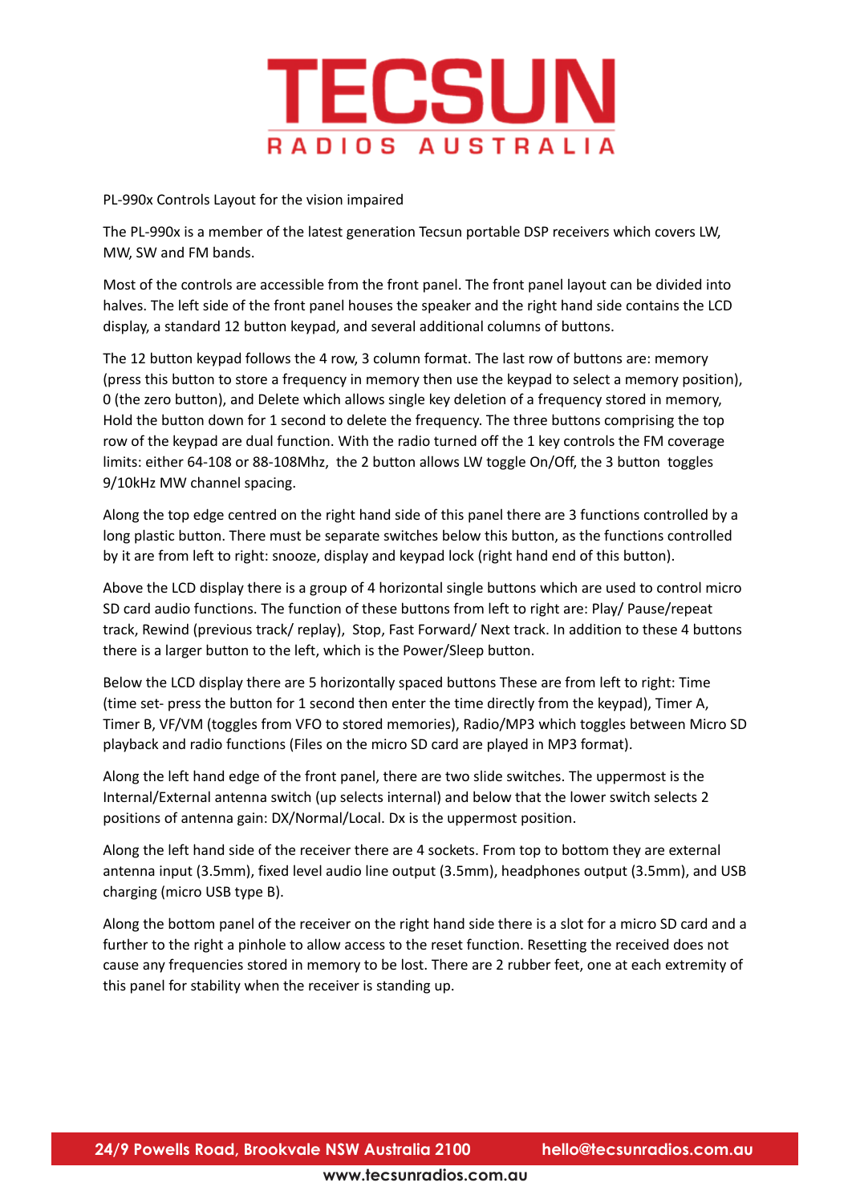# TECSUN

RADIOS AUSTRALIA

PL-990x Controls Layout for the vision impaired

The PL-990x is a member of the latest generation Tecsun portable DSP receivers which covers LW, MW, SW and FM bands.

Most of the controls are accessible from the front panel. The front panel layout can be divided into halves. The left side of the front panel houses the speaker and the right hand side contains the LCD display, a standard 12 button keypad, and several additional columns of buttons.

The 12 button keypad follows the 4 row, 3 column format. The last row of buttons are: memory (press this button to store a frequency in memory then use the keypad to select a memory position), 0 (the zero button), and Delete which allows single key deletion of a frequency stored in memory, Hold the button down for 1 second to delete the frequency. The three buttons comprising the top row of the keypad are dual function. With the radio turned off the 1 key controls the FM coverage limits: either 64-108 or 88-108Mhz, the 2 button allows LW toggle On/Off, the 3 button toggles 9/10kHz MW channel spacing.

Along the top edge centred on the right hand side of this panel there are 3 functions controlled by a long plastic button. There must be separate switches below this button, as the functions controlled by it are from left to right: snooze, display and keypad lock (right hand end of this button).

Above the LCD display there is a group of 4 horizontal single buttons which are used to control micro SD card audio functions. The function of these buttons from left to right are: Play/ Pause/repeat track, Rewind (previous track/ replay), Stop, Fast Forward/ Next track. In addition to these 4 buttons there is a larger button to the left, which is the Power/Sleep button.

Below the LCD display there are 5 horizontally spaced buttons These are from left to right: Time (time set- press the button for 1 second then enter the time directly from the keypad), Timer A, Timer B, VF/VM (toggles from VFO to stored memories), Radio/MP3 which toggles between Micro SD playback and radio functions (Files on the micro SD card are played in MP3 format).

Along the left hand edge of the front panel, there are two slide switches. The uppermost is the Internal/External antenna switch (up selects internal) and below that the lower switch selects 2 positions of antenna gain: DX/Normal/Local. Dx is the uppermost position.

Along the left hand side of the receiver there are 4 sockets. From top to bottom they are external antenna input (3.5mm), fixed level audio line output (3.5mm), headphones output (3.5mm), and USB charging (micro USB type B).

Along the bottom panel of the receiver on the right hand side there is a slot for a micro SD card and a further to the right a pinhole to allow access to the reset function. Resetting the received does not cause any frequencies stored in memory to be lost. There are 2 rubber feet, one at each extremity of this panel for stability when the receiver is standing up.

**24/9 Powells Road, Brookvale NSW Australia 2100** **hello@tecsunradios.com.au**

**www.tecsunradios.com.au**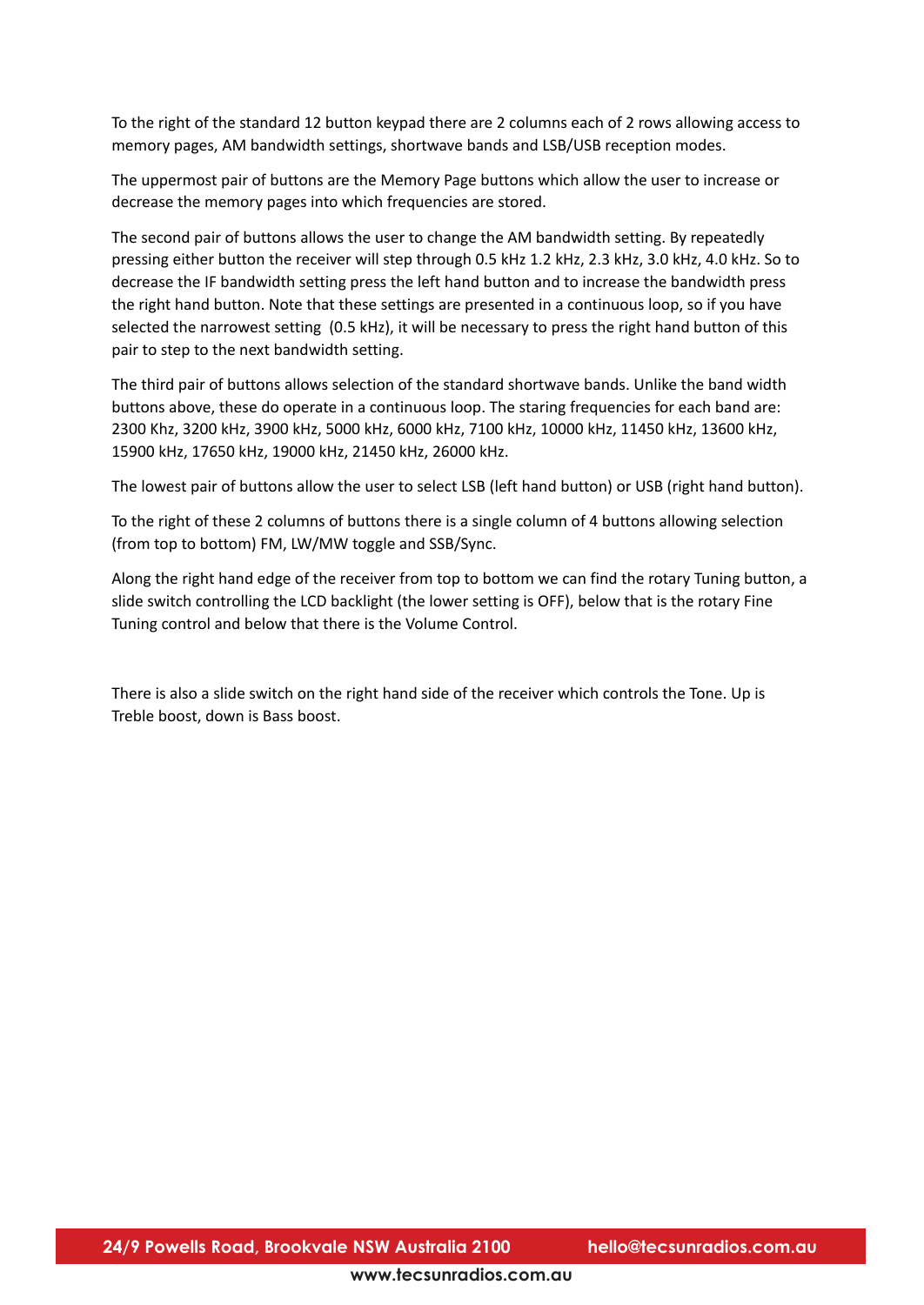To the right of the standard 12 button keypad there are 2 columns each of 2 rows allowing access to memory pages, AM bandwidth settings, shortwave bands and LSB/USB reception modes.

The uppermost pair of buttons are the Memory Page buttons which allow the user to increase or decrease the memory pages into which frequencies are stored.

The second pair of buttons allows the user to change the AM bandwidth setting. By repeatedly pressing either button the receiver will step through 0.5 kHz 1.2 kHz, 2.3 kHz, 3.0 kHz, 4.0 kHz. So to decrease the IF bandwidth setting press the left hand button and to increase the bandwidth press the right hand button. Note that these settings are presented in a continuous loop, so if you have selected the narrowest setting  (0.5 kHz), it will be necessary to press the right hand button of this pair to step to the next bandwidth setting.

The third pair of buttons allows selection of the standard shortwave bands. Unlike the band width buttons above, these do operate in a continuous loop. The staring frequencies for each band are: 2300 Khz, 3200 kHz, 3900 kHz, 5000 kHz, 6000 kHz, 7100 kHz, 10000 kHz, 11450 kHz, 13600 kHz, 15900 kHz, 17650 kHz, 19000 kHz, 21450 kHz, 26000 kHz.

The lowest pair of buttons allow the user to select LSB (left hand button) or USB (right hand button).

To the right of these 2 columns of buttons there is a single column of 4 buttons allowing selection (from top to bottom) FM, LW/MW toggle and SSB/Sync.

Along the right hand edge of the receiver from top to bottom we can find the rotary Tuning button, a slide switch controlling the LCD backlight (the lower setting is OFF), below that is the rotary Fine Tuning control and below that there is the Volume Control.

There is also a slide switch on the right hand side of the receiver which controls the Tone. Up is Treble boost, down is Bass boost.